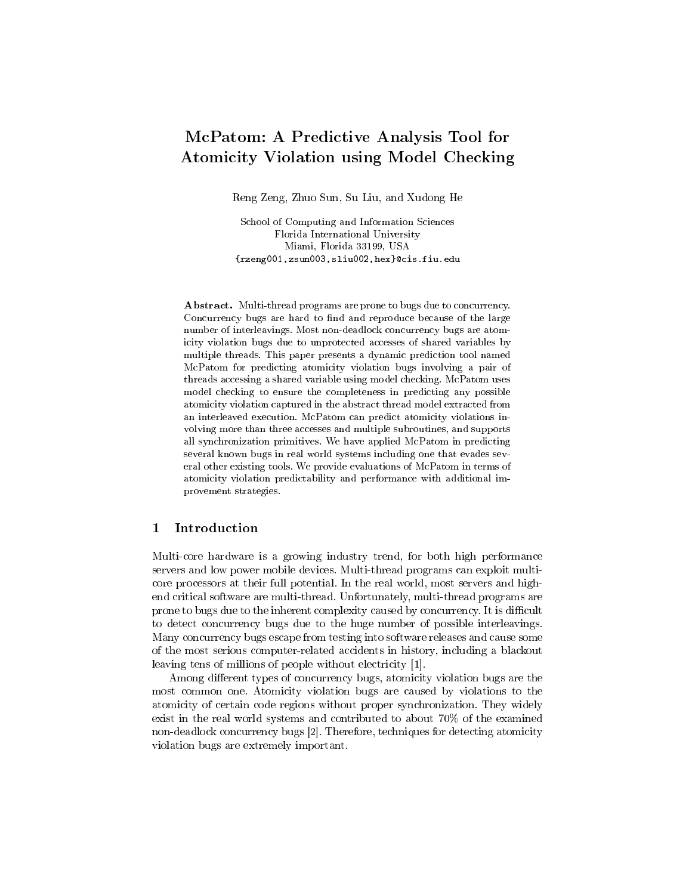# McPatom: A Predictive Analysis Tool for Atomicity Violation using Model Checking

Reng Zeng, Zhuo Sun, Su Liu, and Xudong He

School of Computing and Information Sciences
Florida International University
Miami, Florida 33199, USA
{rzeng001,zsun003,sliu002,hex}@cis.fiu.edu

**Abstract.** Multi-thread programs are prone to bugs due to concurrency. Concurrency bugs are hard to find and reproduce because of the large number of interleavings. Most non-deadlock concurrency bugs are atomicity violation bugs due to unprotected accesses of shared variables by multiple threads. This paper presents a dynamic prediction tool named McPatom for predicting atomicity violation bugs involving a pair of threads accessing a shared variable using model checking. McPatom uses model checking to ensure the completeness in predicting any possible atomicity violation captured in the abstract thread model extracted from an interleaved execution. McPatom can predict atomicity violations involving more than three accesses and multiple subroutines, and supports all synchronization primitives. We have applied McPatom in predicting several known bugs in real world systems including one that evades several other existing tools. We provide evaluations of McPatom in terms of atomicity violation predictability and performance with additional improvement strategies.

## 1 Introduction

Multi-core hardware is a growing industry trend, for both high performance servers and low power mobile devices. Multi-thread programs can exploit multi-core processors at their full potential. In the real world, most servers and high-end critical software are multi-thread. Unfortunately, multi-thread programs are prone to bugs due to the inherent complexity caused by concurrency. It is difficult to detect concurrency bugs due to the huge number of possible interleavings. Many concurrency bugs escape from testing into software releases and cause some of the most serious computer-related accidents in history, including a blackout leaving tens of millions of people without electricity [1].

Among different types of concurrency bugs, atomicity violation bugs are the most common one. Atomicity violation bugs are caused by violations to the atomicity of certain code regions without proper synchronization. They widely exist in the real world systems and contributed to about 70% of the examined non-deadlock concurrency bugs [2]. Therefore, techniques for detecting atomicity violation bugs are extremely important.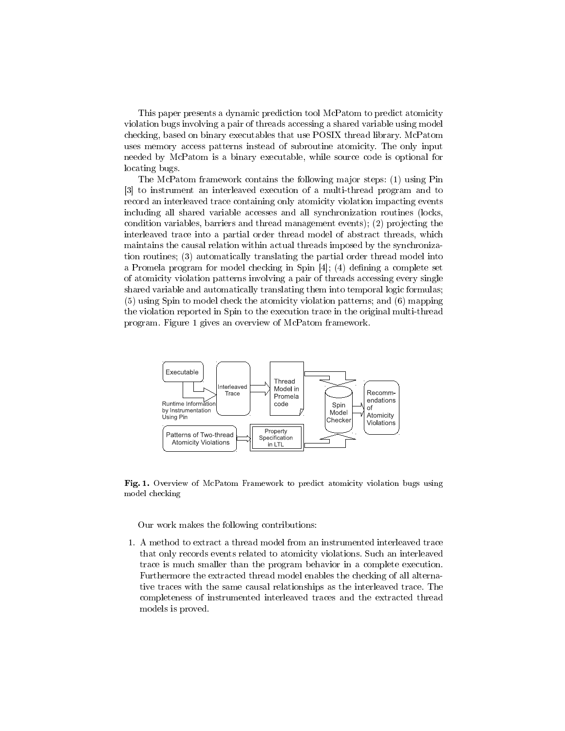This paper presents a dynamic prediction tool McPatom to predict atomicity violation bugs involving a pair of threads accessing a shared variable using model checking, based on binary executables that use POSIX thread library. McPatom uses memory access patterns instead of subroutine atomicity. The only input needed by McPatom is a binary executable, while source code is optional for locating bugs.

The McPatom framework contains the following major steps: (1) using Pin [3] to instrument an interleaved execution of a multi-thread program and to record an interleaved trace containing only atomicity violation impacting events including all shared variable accesses and all synchronization routines (locks, condition variables, barriers and thread management events); (2) projecting the interleaved trace into a partial order thread model of abstract threads, which maintains the causal relation within actual threads imposed by the synchronization routines; (3) automatically translating the partial order thread model into a Promela program for model checking in Spin [4]; (4) defining a complete set of atomicity violation patterns involving a pair of threads accessing every single shared variable and automatically translating them into temporal logic formulas; (5) using Spin to model check the atomicity violation patterns; and (6) mapping the violation reported in Spin to the execution trace in the original multi-thread program. Figure 1 gives an overview of McPatom framework.

**Fig. 1.** Overview of McPatom Framework to predict atomicity violation bugs using model checking

Our work makes the following contributions:

1. A method to extract a thread model from an instrumented interleaved trace that only records events related to atomicity violations. Such an interleaved trace is much smaller than the program behavior in a complete execution. Furthermore the extracted thread model enables the checking of all alternative traces with the same causal relationships as the interleaved trace. The completeness of instrumented interleaved traces and the extracted thread models is proved.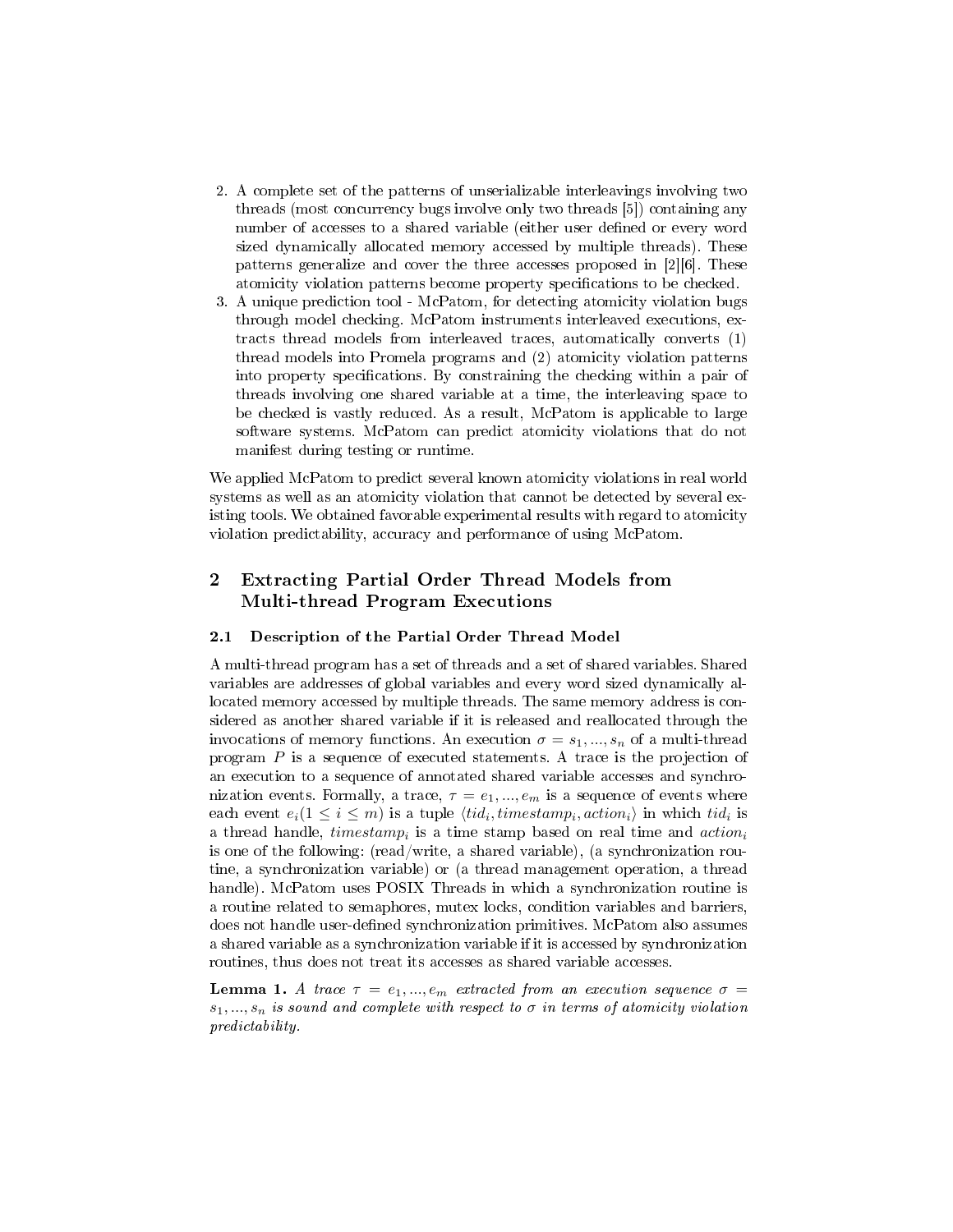2. A complete set of the patterns of unserializable interleavings involving two threads (most concurrency bugs involve only two threads [5]) containing any number of accesses to a shared variable (either user defined or every word sized dynamically allocated memory accessed by multiple threads). These patterns generalize and cover the three accesses proposed in [2][6]. These atomicity violation patterns become property specifications to be checked.
3. A unique prediction tool - McPatom, for detecting atomicity violation bugs through model checking. McPatom instruments interleaved executions, extracts thread models from interleaved traces, automatically converts (1) thread models into Promela programs and (2) atomicity violation patterns into property specifications. By constraining the checking within a pair of threads involving one shared variable at a time, the interleaving space to be checked is vastly reduced. As a result, McPatom is applicable to large software systems. McPatom can predict atomicity violations that do not manifest during testing or runtime.

We applied McPatom to predict several known atomicity violations in real world systems as well as an atomicity violation that cannot be detected by several existing tools. We obtained favorable experimental results with regard to atomicity violation predictability, accuracy and performance of using McPatom.

## 2 Extracting Partial Order Thread Models from Multi-thread Program Executions

### 2.1 Description of the Partial Order Thread Model

A multi-thread program has a set of threads and a set of shared variables. Shared variables are addresses of global variables and every word sized dynamically allocated memory accessed by multiple threads. The same memory address is considered as another shared variable if it is released and reallocated through the invocations of memory functions. An execution $\sigma = s_1, ..., s_n$ of a multi-thread program $P$ is a sequence of executed statements. A trace is the projection of an execution to a sequence of annotated shared variable accesses and synchronization events. Formally, a trace, $\tau = e_1, ..., e_m$ is a sequence of events where each event $e_i (1 \leq i \leq m)$ is a tuple $\langle tid_i, timestamp_i, action_i \rangle$ in which $tid_i$ is a thread handle, $timestamp_i$ is a time stamp based on real time and $action_i$ is one of the following: (read/write, a shared variable), (a synchronization routine, a synchronization variable) or (a thread management operation, a thread handle). McPatom uses POSIX Threads in which a synchronization routine is a routine related to semaphores, mutex locks, condition variables and barriers, does not handle user-defined synchronization primitives. McPatom also assumes a shared variable as a synchronization variable if it is accessed by synchronization routines, thus does not treat its accesses as shared variable accesses.

**Lemma 1.** *A trace $\tau = e_1, ..., e_m$ extracted from an execution sequence $\sigma = s_1, ..., s_n$ is sound and complete with respect to $\sigma$ in terms of atomicity violation predictability.*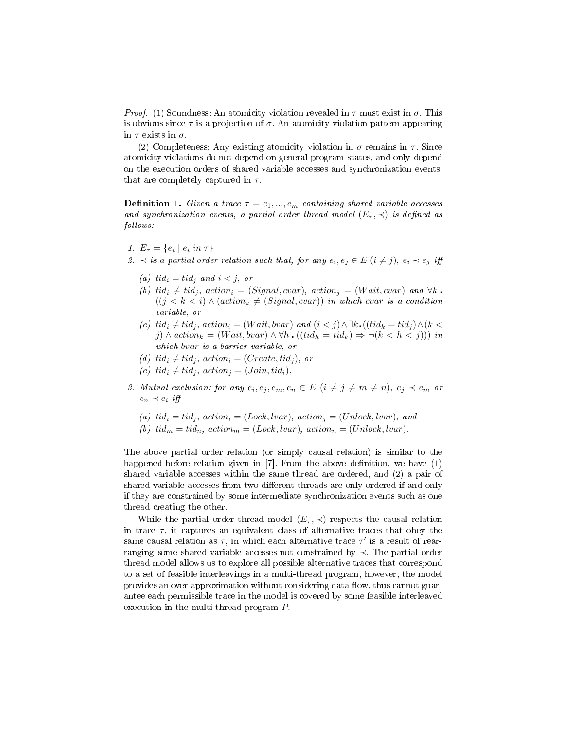*Proof.* (1) Soundness: An atomicity violation revealed in $\tau$ must exist in $\sigma$. This is obvious since $\tau$ is a projection of $\sigma$. An atomicity violation pattern appearing in $\tau$ exists in $\sigma$.

(2) Completeness: Any existing atomicity violation in $\sigma$ remains in $\tau$. Since atomicity violations do not depend on general program states, and only depend on the execution orders of shared variable accesses and synchronization events, that are completely captured in $\tau$.

**Definition 1.** *Given a trace $\tau = e_1, ..., e_m$ containing shared variable accesses and synchronization events, a partial order thread model $(E_\tau, \prec)$ is defined as follows:*

1. $E_\tau = \{e_i \mid e_i \text{ in } \tau\}$
2. $\prec$ *is a partial order relation such that, for any $e_i, e_j \in E$ $(i \neq j)$, $e_i \prec e_j$ iff*
   - (a) $tid_i = tid_j$ *and* $i < j$, *or*
   - (b) $tid_i \neq tid_j$, $action_i = (Signal, cvar)$, $action_j = (Wait, cvar)$ *and* $\forall k \,.\, ((j < k < i) \wedge (action_k \neq (Signal, cvar))$ *in which cvar is a condition variable, or*
   - (c) $tid_i \neq tid_j$, $action_i = (Wait, bvar)$ *and* $(i < j) \wedge \exists k \,.\, ((tid_k = tid_j) \wedge (k < j) \wedge action_k = (Wait, bvar) \wedge \forall h \,.\, ((tid_h = tid_k) \Rightarrow \neg(k < h < j)))$ *in which bvar is a barrier variable, or*
   - (d) $tid_i \neq tid_j$, $action_i = (Create, tid_j)$, *or*
   - (e) $tid_i \neq tid_j$, $action_j = (Join, tid_i)$.
3. *Mutual exclusion: for any $e_i, e_j, e_m, e_n \in E$ $(i \neq j \neq m \neq n)$, $e_j \prec e_m$ or $e_n \prec e_i$ iff*
   - (a) $tid_i = tid_j$, $action_i = (Lock, lvar)$, $action_j = (Unlock, lvar)$, *and*
   - (b) $tid_m = tid_n$, $action_m = (Lock, lvar)$, $action_n = (Unlock, lvar)$.

The above partial order relation (or simply causal relation) is similar to the happened-before relation given in [7]. From the above definition, we have (1) shared variable accesses within the same thread are ordered, and (2) a pair of shared variable accesses from two different threads are only ordered if and only if they are constrained by some intermediate synchronization events such as one thread creating the other.

While the partial order thread model $(E_\tau, \prec)$ respects the causal relation in trace $\tau$, it captures an equivalent class of alternative traces that obey the same causal relation as $\tau$, in which each alternative trace $\tau'$ is a result of rearranging some shared variable accesses not constrained by $\prec$. The partial order thread model allows us to explore all possible alternative traces that correspond to a set of feasible interleavings in a multi-thread program, however, the model provides an over-approximation without considering data-flow, thus cannot guarantee each permissible trace in the model is covered by some feasible interleaved execution in the multi-thread program $P$.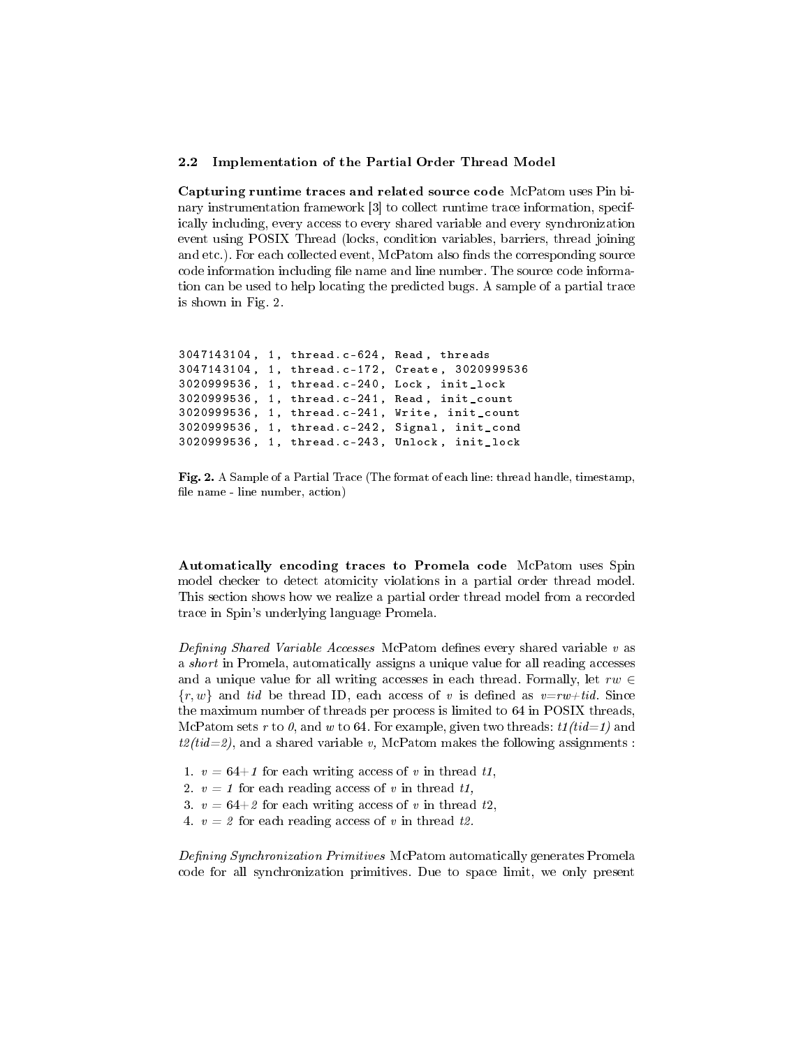### 2.2 Implementation of the Partial Order Thread Model

**Capturing runtime traces and related source code** McPatom uses Pin binary instrumentation framework [3] to collect runtime trace information, specifically including, every access to every shared variable and every synchronization event using POSIX Thread (locks, condition variables, barriers, thread joining and etc.). For each collected event, McPatom also finds the corresponding source code information including file name and line number. The source code information can be used to help locating the predicted bugs. A sample of a partial trace is shown in Fig. 2.

```
3047143104, 1, thread.c-624, Read, threads
3047143104, 1, thread.c-172, Create, 3020999536
3020999536, 1, thread.c-240, Lock, init_lock
3020999536, 1, thread.c-241, Read, init_count
3020999536, 1, thread.c-241, Write, init_count
3020999536, 1, thread.c-242, Signal, init_cond
3020999536, 1, thread.c-243, Unlock, init_lock
```

**Fig. 2.** A Sample of a Partial Trace (The format of each line: thread handle, timestamp, file name - line number, action)

**Automatically encoding traces to Promela code** McPatom uses Spin model checker to detect atomicity violations in a partial order thread model. This section shows how we realize a partial order thread model from a recorded trace in Spin's underlying language Promela.

*Defining Shared Variable Accesses* McPatom defines every shared variable $v$ as a *short* in Promela, automatically assigns a unique value for all reading accesses and a unique value for all writing accesses in each thread. Formally, let $rw \in \{r, w\}$ and $tid$ be thread ID, each access of $v$ is defined as $v{=}rw{+}tid$. Since the maximum number of threads per process is limited to 64 in POSIX threads, McPatom sets $r$ to $0$, and $w$ to 64. For example, given two threads: $t1(tid{=}1)$ and $t2(tid{=}2)$, and a shared variable $v$, McPatom makes the following assignments :

1. $v$ = 64+$1$ for each writing access of $v$ in thread $t1$,
2. $v$ = $1$ for each reading access of $v$ in thread $t1$,
3. $v$ = 64+$2$ for each writing access of $v$ in thread $t2$,
4. $v$ = $2$ for each reading access of $v$ in thread $t2$.

*Defining Synchronization Primitives* McPatom automatically generates Promela code for all synchronization primitives. Due to space limit, we only present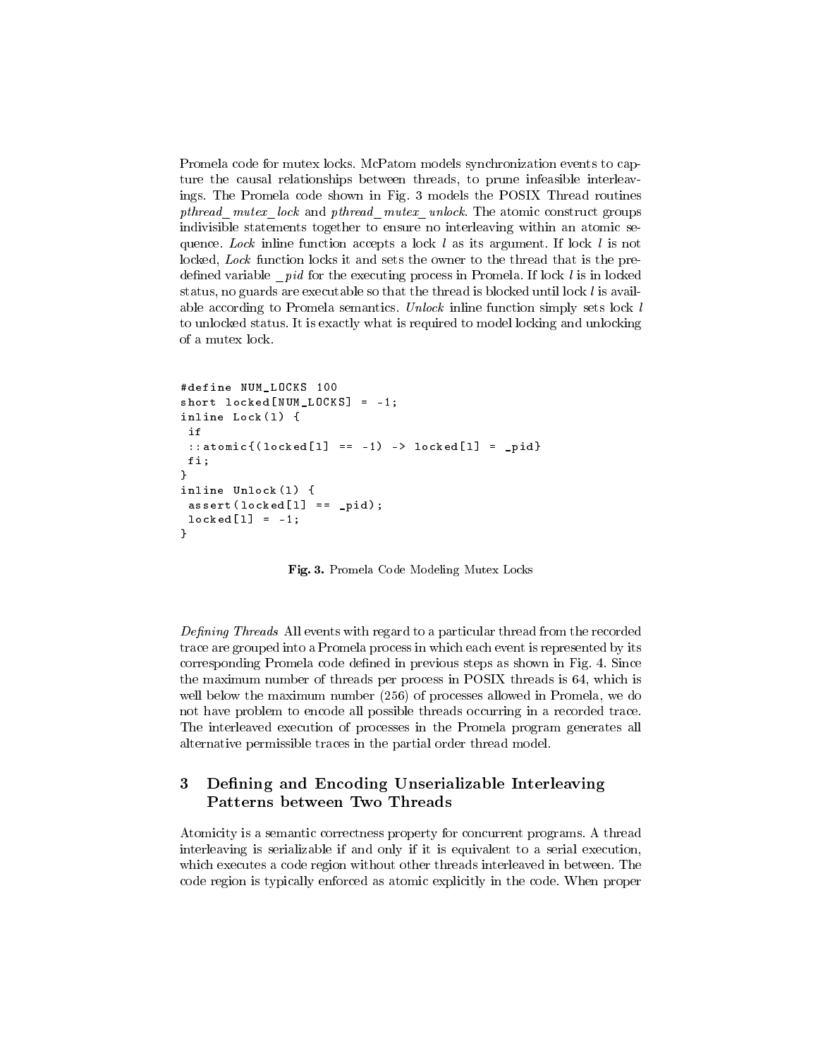Promela code for mutex locks. McPatom models synchronization events to capture the causal relationships between threads, to prune infeasible interleavings. The Promela code shown in Fig. 3 models the POSIX Thread routines *pthread_mutex_lock* and *pthread_mutex_unlock*. The atomic construct groups indivisible statements together to ensure no interleaving within an atomic sequence. *Lock* inline function accepts a lock $l$ as its argument. If lock $l$ is not locked, *Lock* function locks it and sets the owner to the thread that is the predefined variable *_pid* for the executing process in Promela. If lock $l$ is in locked status, no guards are executable so that the thread is blocked until lock $l$ is available according to Promela semantics. *Unlock* inline function simply sets lock $l$ to unlocked status. It is exactly what is required to model locking and unlocking of a mutex lock.

```
#define NUM_LOCKS 100
short locked[NUM_LOCKS] = -1;
inline Lock(l) {
 if
 ::atomic{(locked[l] == -1) -> locked[l] = _pid}
 fi;
}
inline Unlock(l) {
 assert(locked[l] == _pid);
 locked[l] = -1;
}
```

**Fig. 3.** Promela Code Modeling Mutex Locks

*Defining Threads* All events with regard to a particular thread from the recorded trace are grouped into a Promela process in which each event is represented by its corresponding Promela code defined in previous steps as shown in Fig. 4. Since the maximum number of threads per process in POSIX threads is 64, which is well below the maximum number (256) of processes allowed in Promela, we do not have problem to encode all possible threads occurring in a recorded trace. The interleaved execution of processes in the Promela program generates all alternative permissible traces in the partial order thread model.

## 3 Defining and Encoding Unserializable Interleaving Patterns between Two Threads

Atomicity is a semantic correctness property for concurrent programs. A thread interleaving is serializable if and only if it is equivalent to a serial execution, which executes a code region without other threads interleaved in between. The code region is typically enforced as atomic explicitly in the code. When proper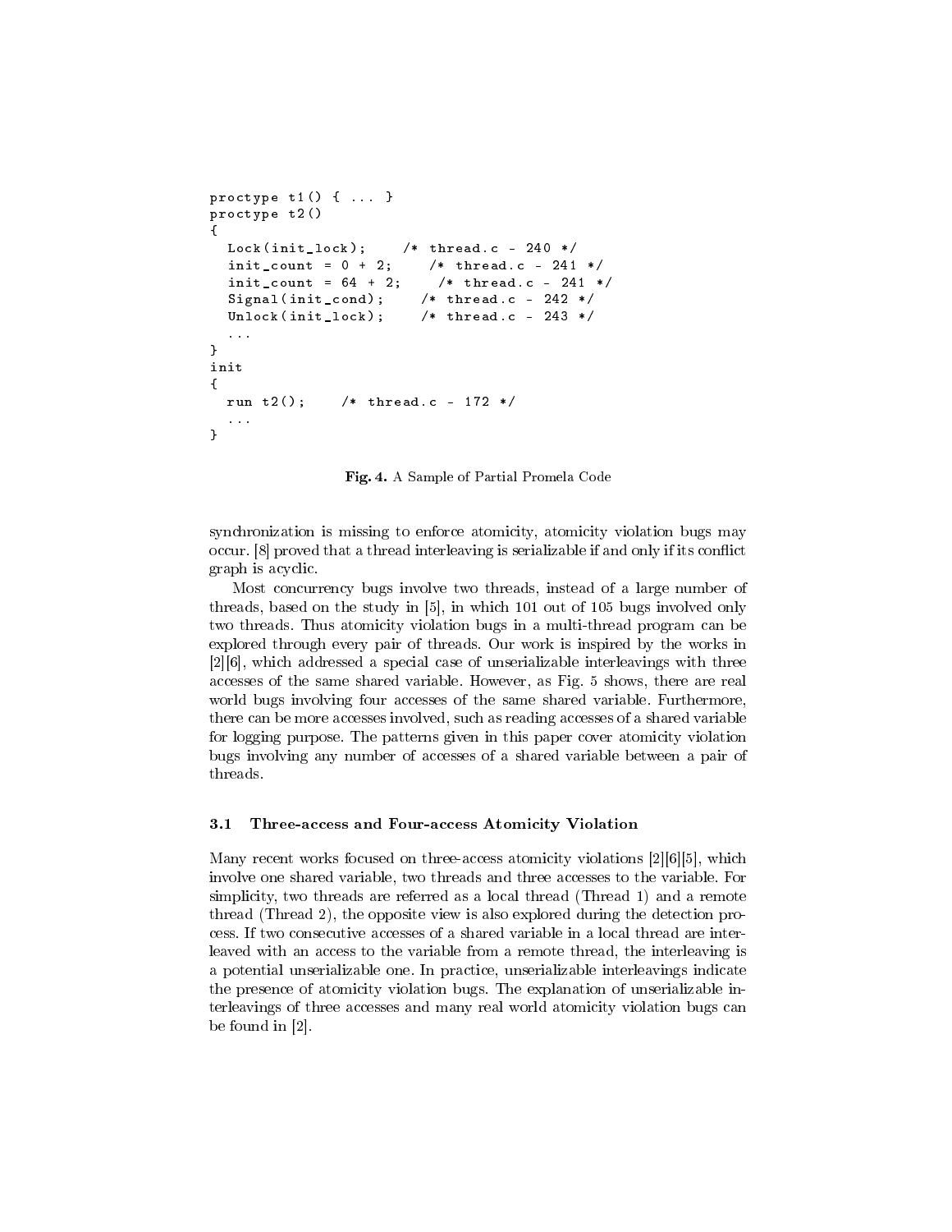```
proctype t1() { ... }
proctype t2()
{
  Lock(init_lock);     /* thread.c - 240 */
  init_count = 0 + 2;     /* thread.c - 241 */
  init_count = 64 + 2;     /* thread.c - 241 */
  Signal(init_cond);     /* thread.c - 242 */
  Unlock(init_lock);     /* thread.c - 243 */
  ...
}
init
{
  run t2();     /* thread.c - 172 */
  ...
}
```

**Fig. 4.** A Sample of Partial Promela Code

synchronization is missing to enforce atomicity, atomicity violation bugs may occur. [8] proved that a thread interleaving is serializable if and only if its conflict graph is acyclic.

Most concurrency bugs involve two threads, instead of a large number of threads, based on the study in [5], in which 101 out of 105 bugs involved only two threads. Thus atomicity violation bugs in a multi-thread program can be explored through every pair of threads. Our work is inspired by the works in [2][6], which addressed a special case of unserializable interleavings with three accesses of the same shared variable. However, as Fig. 5 shows, there are real world bugs involving four accesses of the same shared variable. Furthermore, there can be more accesses involved, such as reading accesses of a shared variable for logging purpose. The patterns given in this paper cover atomicity violation bugs involving any number of accesses of a shared variable between a pair of threads.

### 3.1 Three-access and Four-access Atomicity Violation

Many recent works focused on three-access atomicity violations [2][6][5], which involve one shared variable, two threads and three accesses to the variable. For simplicity, two threads are referred as a local thread (Thread 1) and a remote thread (Thread 2), the opposite view is also explored during the detection process. If two consecutive accesses of a shared variable in a local thread are interleaved with an access to the variable from a remote thread, the interleaving is a potential unserializable one. In practice, unserializable interleavings indicate the presence of atomicity violation bugs. The explanation of unserializable interleavings of three accesses and many real world atomicity violation bugs can be found in [2].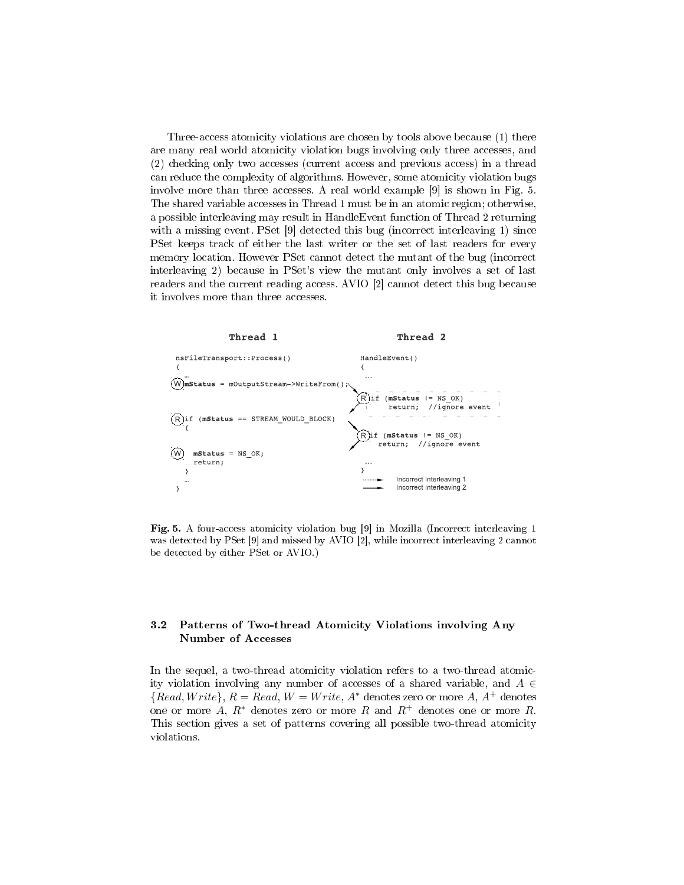Three-access atomicity violations are chosen by tools above because (1) there are many real world atomicity violation bugs involving only three accesses, and (2) checking only two accesses (current access and previous access) in a thread can reduce the complexity of algorithms. However, some atomicity violation bugs involve more than three accesses. A real world example [9] is shown in Fig. 5. The shared variable accesses in Thread 1 must be in an atomic region; otherwise, a possible interleaving may result in HandleEvent function of Thread 2 returning with a missing event. PSet [9] detected this bug (incorrect interleaving 1) since PSet keeps track of either the last writer or the set of last readers for every memory location. However PSet cannot detect the mutant of the bug (incorrect interleaving 2) because in PSet's view the mutant only involves a set of last readers and the current reading access. AVIO [2] cannot detect this bug because it involves more than three accesses.

```
            Thread 1                                        Thread 2

nsFileTransport::Process()                          HandleEvent()
{                                                   {
  ...                                                 ...
(W) mStatus = mOutputStream->WriteFrom();
                                                    (R) if (mStatus != NS_OK)
                                                          return;  //ignore event
(R) if (mStatus == STREAM_WOULD_BLOCK)
    {
                                                    (R) if (mStatus != NS_OK)
                                                          return;  //ignore event
(W)   mStatus = NS_OK;
      return;                                         ...
    }                                               }
  ...                                               ........►  Incorrect Interleaving 1
}                                                   ────────►  Incorrect Interleaving 2
```

**Fig. 5.** A four-access atomicity violation bug [9] in Mozilla (Incorrect interleaving 1 was detected by PSet [9] and missed by AVIO [2], while incorrect interleaving 2 cannot be detected by either PSet or AVIO.)

### 3.2 Patterns of Two-thread Atomicity Violations involving Any Number of Accesses

In the sequel, a two-thread atomicity violation refers to a two-thread atomicity violation involving any number of accesses of a shared variable, and $A \in \{Read, Write\}$, $R = Read$, $W = Write$, $A^*$ denotes zero or more $A$, $A^+$ denotes one or more $A$, $R^*$ denotes zero or more $R$ and $R^+$ denotes one or more $R$. This section gives a set of patterns covering all possible two-thread atomicity violations.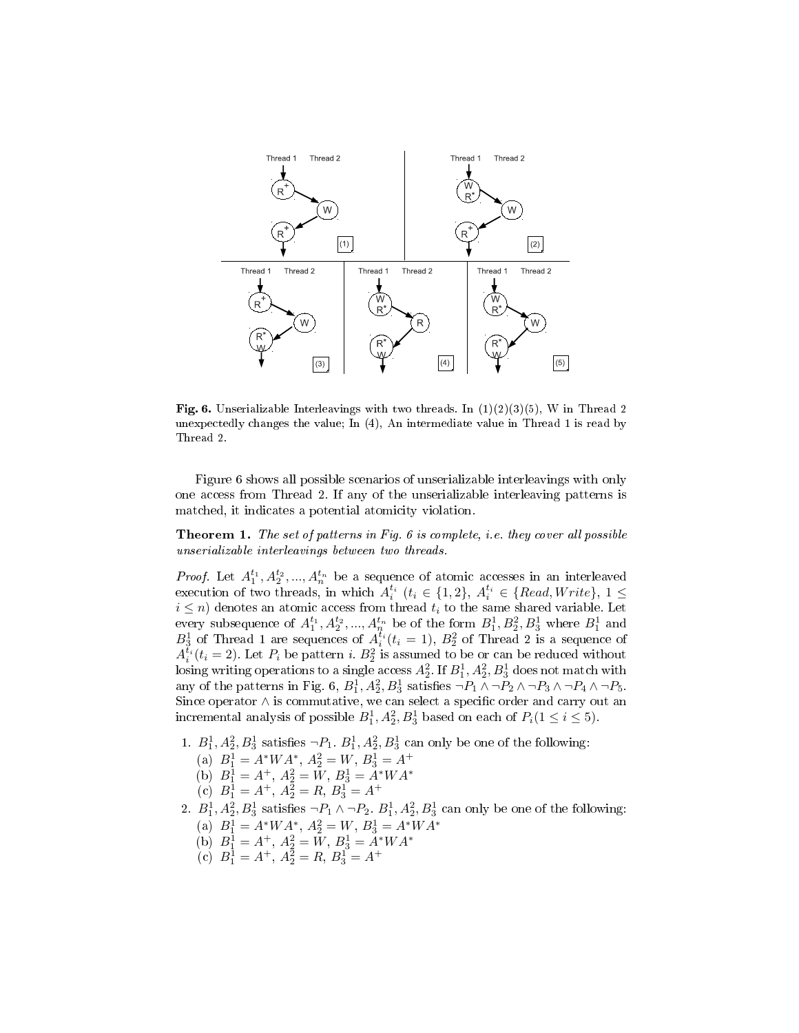**Fig. 6.** Unserializable Interleavings with two threads. In (1)(2)(3)(5), W in Thread 2 unexpectedly changes the value; In (4), An intermediate value in Thread 1 is read by Thread 2.

Figure 6 shows all possible scenarios of unserializable interleavings with only one access from Thread 2. If any of the unserializable interleaving patterns is matched, it indicates a potential atomicity violation.

**Theorem 1.** *The set of patterns in Fig. 6 is complete, i.e. they cover all possible unserializable interleavings between two threads.*

*Proof.* Let $A_1^{t_1}, A_2^{t_2}, ..., A_n^{t_n}$ be a sequence of atomic accesses in an interleaved execution of two threads, in which $A_i^{t_i}$ ($t_i \in \{1, 2\}$, $A_i^{t_i} \in \{Read, Write\}$, $1 \leq i \leq n$) denotes an atomic access from thread $t_i$ to the same shared variable. Let every subsequence of $A_1^{t_1}, A_2^{t_2}, ..., A_n^{t_n}$ be of the form $B_1^1, B_2^2, B_3^1$ where $B_1^1$ and $B_3^1$ of Thread 1 are sequences of $A_i^{t_i}(t_i = 1)$, $B_2^2$ of Thread 2 is a sequence of $A_i^{t_i}(t_i = 2)$. Let $P_i$ be pattern $i$. $B_2^2$ is assumed to be or can be reduced without losing writing operations to a single access $A_2^2$. If $B_1^1, A_2^2, B_3^1$ does not match with any of the patterns in Fig. 6, $B_1^1, A_2^2, B_3^1$ satisfies $\neg P_1 \wedge \neg P_2 \wedge \neg P_3 \wedge \neg P_4 \wedge \neg P_5$. Since operator $\wedge$ is commutative, we can select a specific order and carry out an incremental analysis of possible $B_1^1, A_2^2, B_3^1$ based on each of $P_i (1 \leq i \leq 5)$.

1. $B_1^1, A_2^2, B_3^1$ satisfies $\neg P_1$. $B_1^1, A_2^2, B_3^1$ can only be one of the following:
   (a) $B_1^1 = A^*WA^*$, $A_2^2 = W$, $B_3^1 = A^+$
   (b) $B_1^1 = A^+$, $A_2^2 = W$, $B_3^1 = A^*WA^*$
   (c) $B_1^1 = A^+$, $A_2^2 = R$, $B_3^1 = A^+$
2. $B_1^1, A_2^2, B_3^1$ satisfies $\neg P_1 \wedge \neg P_2$. $B_1^1, A_2^2, B_3^1$ can only be one of the following:
   (a) $B_1^1 = A^*WA^*$, $A_2^2 = W$, $B_3^1 = A^*WA^*$
   (b) $B_1^1 = A^+$, $A_2^2 = W$, $B_3^1 = A^*WA^*$
   (c) $B_1^1 = A^+$, $A_2^2 = R$, $B_3^1 = A^+$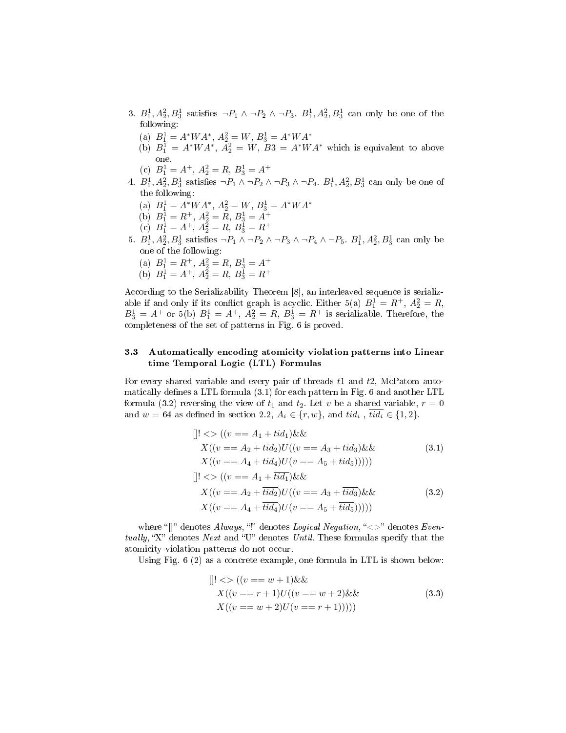3. $B_1^1, A_2^2, B_3^1$ satisfies $\neg P_1 \wedge \neg P_2 \wedge \neg P_3$. $B_1^1, A_2^2, B_3^1$ can only be one of the following:
   (a) $B_1^1 = A^*WA^*$, $A_2^2 = W$, $B_3^1 = A^*WA^*$
   (b) $B_1^1 = A^*WA^*$, $A_2^2 = W$, $B3 = A^*WA^*$ which is equivalent to above one.
   (c) $B_1^1 = A^+$, $A_2^2 = R$, $B_3^1 = A^+$
4. $B_1^1, A_2^2, B_3^1$ satisfies $\neg P_1 \wedge \neg P_2 \wedge \neg P_3 \wedge \neg P_4$. $B_1^1, A_2^2, B_3^1$ can only be one of the following:
   (a) $B_1^1 = A^*WA^*$, $A_2^2 = W$, $B_3^1 = A^*WA^*$
   (b) $B_1^1 = R^+$, $A_2^2 = R$, $B_3^1 = A^+$
   (c) $B_1^1 = A^+$, $A_2^2 = R$, $B_3^1 = R^+$
5. $B_1^1, A_2^2, B_3^1$ satisfies $\neg P_1 \wedge \neg P_2 \wedge \neg P_3 \wedge \neg P_4 \wedge \neg P_5$. $B_1^1, A_2^2, B_3^1$ can only be one of the following:
   (a) $B_1^1 = R^+$, $A_2^2 = R$, $B_3^1 = A^+$
   (b) $B_1^1 = A^+$, $A_2^2 = R$, $B_3^1 = R^+$

According to the Serializability Theorem [8], an interleaved sequence is serializable if and only if its conflict graph is acyclic. Either 5(a) $B_1^1 = R^+$, $A_2^2 = R$, $B_3^1 = A^+$ or 5(b) $B_1^1 = A^+$, $A_2^2 = R$, $B_3^1 = R^+$ is serializable. Therefore, the completeness of the set of patterns in Fig. 6 is proved.

### 3.3 Automatically encoding atomicity violation patterns into Linear time Temporal Logic (LTL) Formulas

For every shared variable and every pair of threads $t1$ and $t2$, McPatom automatically defines a LTL formula (3.1) for each pattern in Fig. 6 and another LTL formula (3.2) reversing the view of $t_1$ and $t_2$. Let $v$ be a shared variable, $r = 0$ and $w = 64$ as defined in section 2.2, $A_i \in \{r, w\}$, and $tid_i$ , $\overline{tid_i} \in \{1, 2\}$.

$$
\begin{aligned}
&[]! <> ((v == A_1 + tid_1)\&\& \\
&\quad X((v == A_2 + tid_2)U((v == A_3 + tid_3)\&\& \\
&\quad X((v == A_4 + tid_4)U(v == A_5 + tid_5)))))
\end{aligned}
\tag{3.1}
$$

$$
\begin{aligned}
&[]! <> ((v == A_1 + \overline{tid_1})\&\& \\
&\quad X((v == A_2 + \overline{tid_2})U((v == A_3 + \overline{tid_3})\&\& \\
&\quad X((v == A_4 + \overline{tid_4})U(v == A_5 + \overline{tid_5})))))
\end{aligned}
\tag{3.2}
$$

where "[]" denotes *Always*, "!" denotes *Logical Negation*, "<>" denotes *Eventually*, "X" denotes *Next* and "U" denotes *Until*. These formulas specify that the atomicity violation patterns do not occur.

Using Fig. 6 (2) as a concrete example, one formula in LTL is shown below:

$$
\begin{aligned}
&[]! <> ((v == w + 1)\&\& \\
&\quad X((v == r + 1)U((v == w + 2)\&\& \\
&\quad X((v == w + 2)U(v == r + 1)))))
\end{aligned}
\tag{3.3}
$$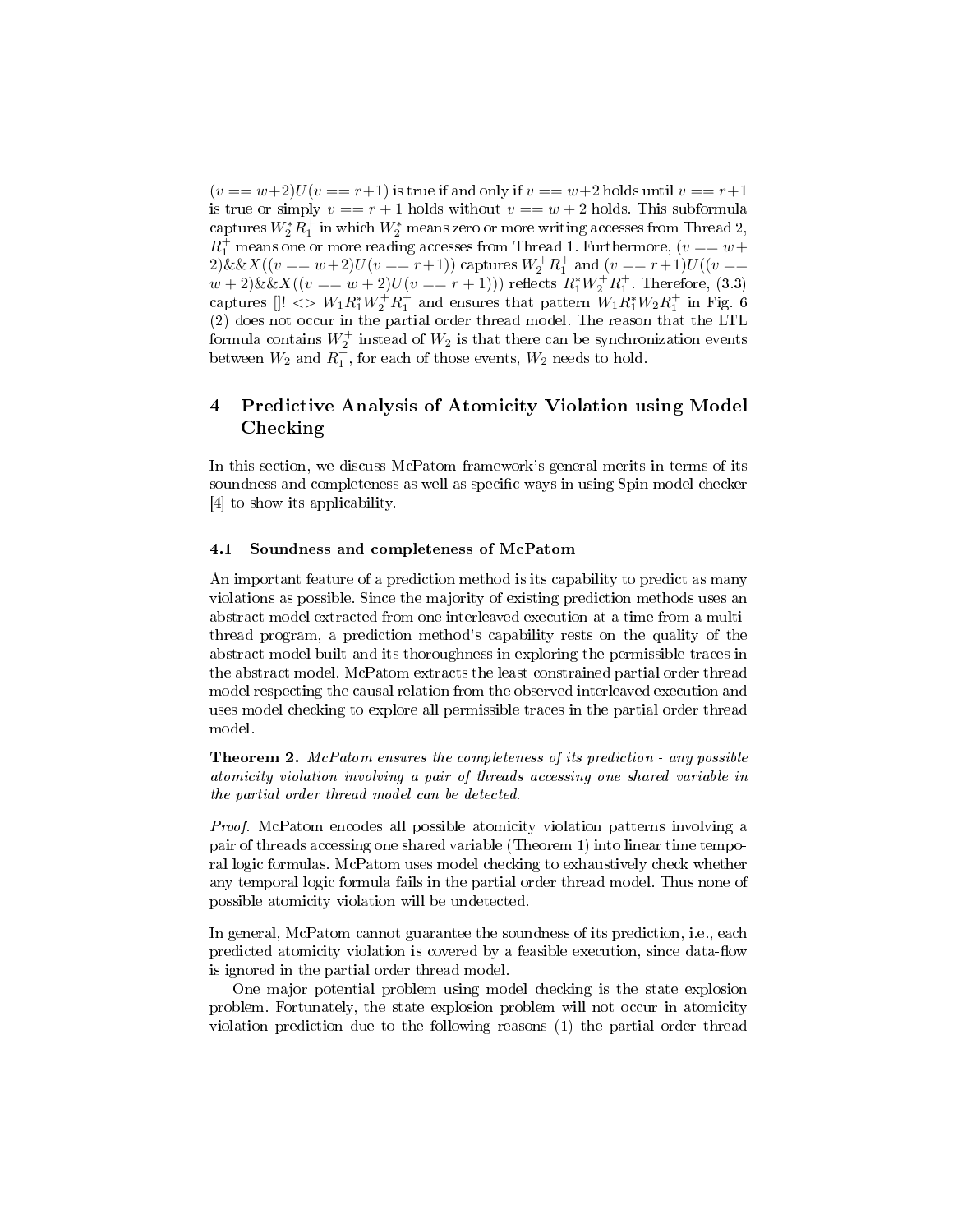$(v == w+2)U(v == r+1)$ is true if and only if $v == w+2$ holds until $v == r+1$ is true or simply $v == r+1$ holds without $v == w+2$ holds. This subformula captures $W_2^* R_1^+$ in which $W_2^*$ means zero or more writing accesses from Thread 2, $R_1^+$ means one or more reading accesses from Thread 1. Furthermore, $(v == w+2)\&\&X((v == w+2)U(v == r+1))$ captures $W_2^+ R_1^+$ and $(v == r+1)U((v == w+2)\&\&X((v == w+2)U(v == r+1)))$ reflects $R_1^* W_2^+ R_1^+$. Therefore, (3.3) captures $[]! <> W_1 R_1^* W_2^+ R_1^+$ and ensures that pattern $W_1 R_1^* W_2 R_1^+$ in Fig. 6 (2) does not occur in the partial order thread model. The reason that the LTL formula contains $W_2^+$ instead of $W_2$ is that there can be synchronization events between $W_2$ and $R_1^+$, for each of those events, $W_2$ needs to hold.

## 4 Predictive Analysis of Atomicity Violation using Model Checking

In this section, we discuss McPatom framework's general merits in terms of its soundness and completeness as well as specific ways in using Spin model checker [4] to show its applicability.

### 4.1 Soundness and completeness of McPatom

An important feature of a prediction method is its capability to predict as many violations as possible. Since the majority of existing prediction methods uses an abstract model extracted from one interleaved execution at a time from a multi-thread program, a prediction method's capability rests on the quality of the abstract model built and its thoroughness in exploring the permissible traces in the abstract model. McPatom extracts the least constrained partial order thread model respecting the causal relation from the observed interleaved execution and uses model checking to explore all permissible traces in the partial order thread model.

**Theorem 2.** *McPatom ensures the completeness of its prediction - any possible atomicity violation involving a pair of threads accessing one shared variable in the partial order thread model can be detected.*

*Proof.* McPatom encodes all possible atomicity violation patterns involving a pair of threads accessing one shared variable (Theorem 1) into linear time temporal logic formulas. McPatom uses model checking to exhaustively check whether any temporal logic formula fails in the partial order thread model. Thus none of possible atomicity violation will be undetected.

In general, McPatom cannot guarantee the soundness of its prediction, i.e., each predicted atomicity violation is covered by a feasible execution, since data-flow is ignored in the partial order thread model.

One major potential problem using model checking is the state explosion problem. Fortunately, the state explosion problem will not occur in atomicity violation prediction due to the following reasons (1) the partial order thread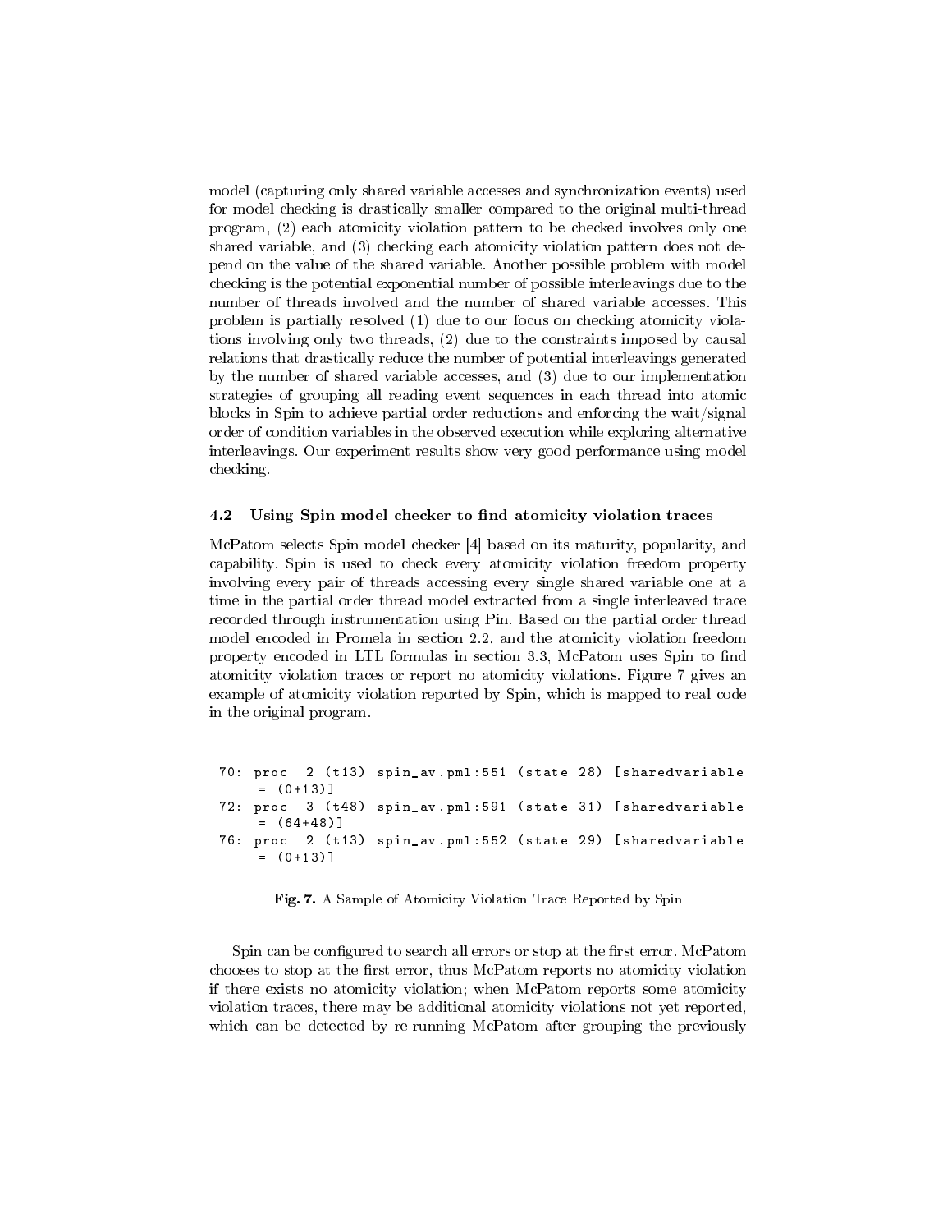model (capturing only shared variable accesses and synchronization events) used for model checking is drastically smaller compared to the original multi-thread program, (2) each atomicity violation pattern to be checked involves only one shared variable, and (3) checking each atomicity violation pattern does not depend on the value of the shared variable. Another possible problem with model checking is the potential exponential number of possible interleavings due to the number of threads involved and the number of shared variable accesses. This problem is partially resolved (1) due to our focus on checking atomicity violations involving only two threads, (2) due to the constraints imposed by causal relations that drastically reduce the number of potential interleavings generated by the number of shared variable accesses, and (3) due to our implementation strategies of grouping all reading event sequences in each thread into atomic blocks in Spin to achieve partial order reductions and enforcing the wait/signal order of condition variables in the observed execution while exploring alternative interleavings. Our experiment results show very good performance using model checking.

### 4.2 Using Spin model checker to find atomicity violation traces

McPatom selects Spin model checker [4] based on its maturity, popularity, and capability. Spin is used to check every atomicity violation freedom property involving every pair of threads accessing every single shared variable one at a time in the partial order thread model extracted from a single interleaved trace recorded through instrumentation using Pin. Based on the partial order thread model encoded in Promela in section 2.2, and the atomicity violation freedom property encoded in LTL formulas in section 3.3, McPatom uses Spin to find atomicity violation traces or report no atomicity violations. Figure 7 gives an example of atomicity violation reported by Spin, which is mapped to real code in the original program.

```
70: proc  2 (t13) spin_av.pml:551 (state 28) [sharedvariable
     = (0+13)]
72: proc  3 (t48) spin_av.pml:591 (state 31) [sharedvariable
     = (64+48)]
76: proc  2 (t13) spin_av.pml:552 (state 29) [sharedvariable
     = (0+13)]
```

**Fig. 7.** A Sample of Atomicity Violation Trace Reported by Spin

Spin can be configured to search all errors or stop at the first error. McPatom chooses to stop at the first error, thus McPatom reports no atomicity violation if there exists no atomicity violation; when McPatom reports some atomicity violation traces, there may be additional atomicity violations not yet reported, which can be detected by re-running McPatom after grouping the previously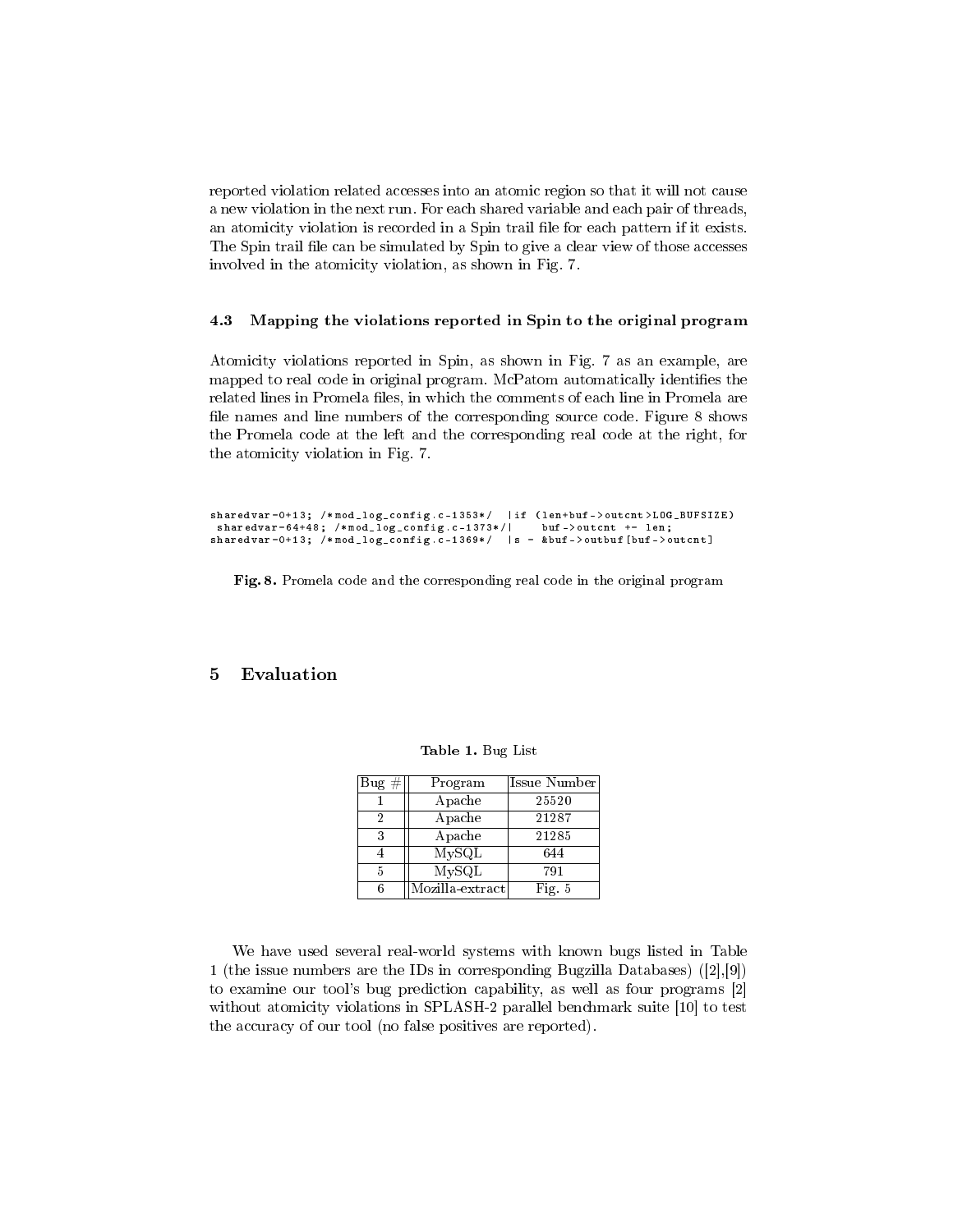reported violation related accesses into an atomic region so that it will not cause a new violation in the next run. For each shared variable and each pair of threads, an atomicity violation is recorded in a Spin trail file for each pattern if it exists. The Spin trail file can be simulated by Spin to give a clear view of those accesses involved in the atomicity violation, as shown in Fig. 7.

### 4.3 Mapping the violations reported in Spin to the original program

Atomicity violations reported in Spin, as shown in Fig. 7 as an example, are mapped to real code in original program. McPatom automatically identifies the related lines in Promela files, in which the comments of each line in Promela are file names and line numbers of the corresponding source code. Figure 8 shows the Promela code at the left and the corresponding real code at the right, for the atomicity violation in Fig. 7.

```
sharedvar-0+13; /*mod_log_config.c-1353*/  |if (len+buf->outcnt>LOG_BUFSIZE)
 sharedvar-64+48; /*mod_log_config.c-1373*/|    buf->outcnt += len;
sharedvar-0+13; /*mod_log_config.c-1369*/  |s = &buf->outbuf[buf->outcnt]
```

**Fig. 8.** Promela code and the corresponding real code in the original program

## 5 Evaluation

**Table 1.** Bug List

| Bug # | Program | Issue Number |
|---|---|---|
| 1 | Apache | 25520 |
| 2 | Apache | 21287 |
| 3 | Apache | 21285 |
| 4 | MySQL | 644 |
| 5 | MySQL | 791 |
| 6 | Mozilla-extract | Fig. 5 |

We have used several real-world systems with known bugs listed in Table 1 (the issue numbers are the IDs in corresponding Bugzilla Databases) ([2],[9]) to examine our tool's bug prediction capability, as well as four programs [2] without atomicity violations in SPLASH-2 parallel benchmark suite [10] to test the accuracy of our tool (no false positives are reported).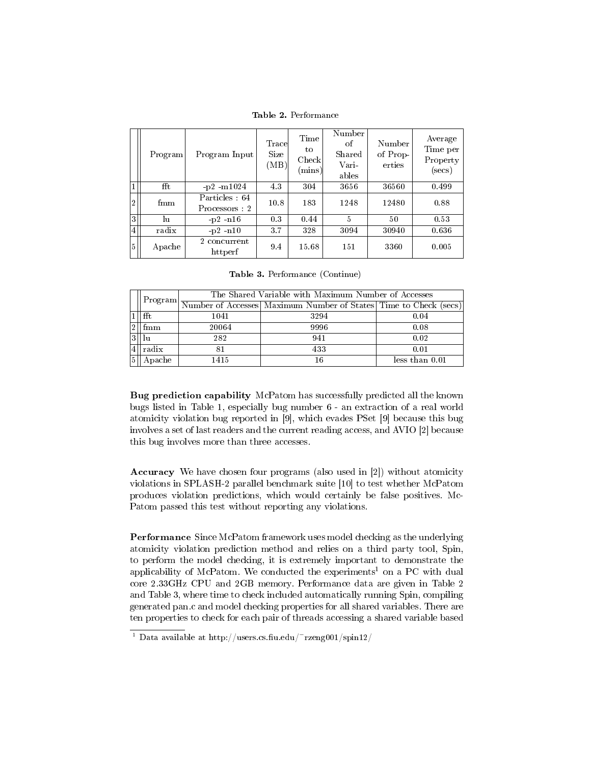**Table 2.** Performance

| | Program | Program Input | Trace Size (MB) | Time to Check (mins) | Number of Shared Variables | Number of Properties | Average Time per Property (secs) |
|---|---|---|---|---|---|---|---|
| 1 | fft | -p2 -m1024 | 4.3 | 304 | 3656 | 36560 | 0.499 |
| 2 | fmm | Particles : 64 Processors : 2 | 10.8 | 183 | 1248 | 12480 | 0.88 |
| 3 | lu | -p2 -n16 | 0.3 | 0.44 | 5 | 50 | 0.53 |
| 4 | radix | -p2 -n10 | 3.7 | 328 | 3094 | 30940 | 0.636 |
| 5 | Apache | 2 concurrent httperf | 9.4 | 15.68 | 151 | 3360 | 0.005 |

**Table 3.** Performance (Continue)

| | Program | The Shared Variable with Maximum Number of Accesses | | |
|---|---|---|---|---|
| | | Number of Accesses | Maximum Number of States | Time to Check (secs) |
| 1 | fft | 1041 | 3294 | 0.04 |
| 2 | fmm | 20064 | 9996 | 0.08 |
| 3 | lu | 282 | 941 | 0.02 |
| 4 | radix | 81 | 433 | 0.01 |
| 5 | Apache | 1415 | 16 | less than 0.01 |

**Bug prediction capability** McPatom has successfully predicted all the known bugs listed in Table 1, especially bug number 6 - an extraction of a real world atomicity violation bug reported in [9], which evades PSet [9] because this bug involves a set of last readers and the current reading access, and AVIO [2] because this bug involves more than three accesses.

**Accuracy** We have chosen four programs (also used in [2]) without atomicity violations in SPLASH-2 parallel benchmark suite [10] to test whether McPatom produces violation predictions, which would certainly be false positives. McPatom passed this test without reporting any violations.

**Performance** Since McPatom framework uses model checking as the underlying atomicity violation prediction method and relies on a third party tool, Spin, to perform the model checking, it is extremely important to demonstrate the applicability of McPatom. We conducted the experiments[1] on a PC with dual core 2.33GHz CPU and 2GB memory. Performance data are given in Table 2 and Table 3, where time to check included automatically running Spin, compiling generated pan.c and model checking properties for all shared variables. There are ten properties to check for each pair of threads accessing a shared variable based

[1] Data available at http://users.cs.fiu.edu/~rzeng001/spin12/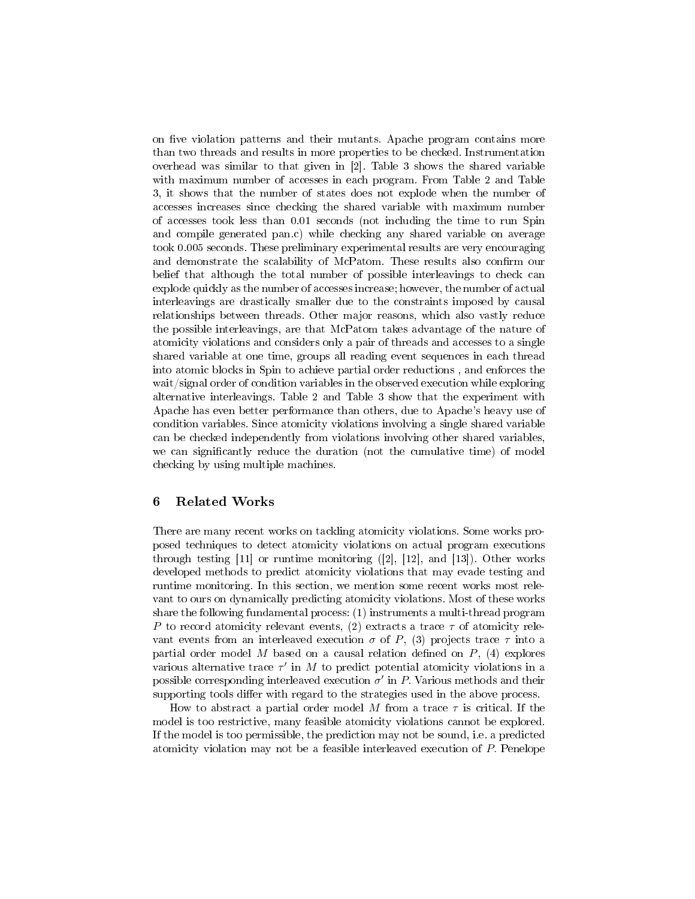on five violation patterns and their mutants. Apache program contains more than two threads and results in more properties to be checked. Instrumentation overhead was similar to that given in [2]. Table 3 shows the shared variable with maximum number of accesses in each program. From Table 2 and Table 3, it shows that the number of states does not explode when the number of accesses increases since checking the shared variable with maximum number of accesses took less than 0.01 seconds (not including the time to run Spin and compile generated pan.c) while checking any shared variable on average took 0.005 seconds. These preliminary experimental results are very encouraging and demonstrate the scalability of McPatom. These results also confirm our belief that although the total number of possible interleavings to check can explode quickly as the number of accesses increase; however, the number of actual interleavings are drastically smaller due to the constraints imposed by causal relationships between threads. Other major reasons, which also vastly reduce the possible interleavings, are that McPatom takes advantage of the nature of atomicity violations and considers only a pair of threads and accesses to a single shared variable at one time, groups all reading event sequences in each thread into atomic blocks in Spin to achieve partial order reductions , and enforces the wait/signal order of condition variables in the observed execution while exploring alternative interleavings. Table 2 and Table 3 show that the experiment with Apache has even better performance than others, due to Apache's heavy use of condition variables. Since atomicity violations involving a single shared variable can be checked independently from violations involving other shared variables, we can significantly reduce the duration (not the cumulative time) of model checking by using multiple machines.

## 6 Related Works

There are many recent works on tackling atomicity violations. Some works proposed techniques to detect atomicity violations on actual program executions through testing [11] or runtime monitoring ([2], [12], and [13]). Other works developed methods to predict atomicity violations that may evade testing and runtime monitoring. In this section, we mention some recent works most relevant to ours on dynamically predicting atomicity violations. Most of these works share the following fundamental process: (1) instruments a multi-thread program $P$ to record atomicity relevant events, (2) extracts a trace $\tau$ of atomicity relevant events from an interleaved execution $\sigma$ of $P$, (3) projects trace $\tau$ into a partial order model $M$ based on a causal relation defined on $P$, (4) explores various alternative trace $\tau'$ in $M$ to predict potential atomicity violations in a possible corresponding interleaved execution $\sigma'$ in $P$. Various methods and their supporting tools differ with regard to the strategies used in the above process.

How to abstract a partial order model $M$ from a trace $\tau$ is critical. If the model is too restrictive, many feasible atomicity violations cannot be explored. If the model is too permissible, the prediction may not be sound, i.e. a predicted atomicity violation may not be a feasible interleaved execution of $P$. Penelope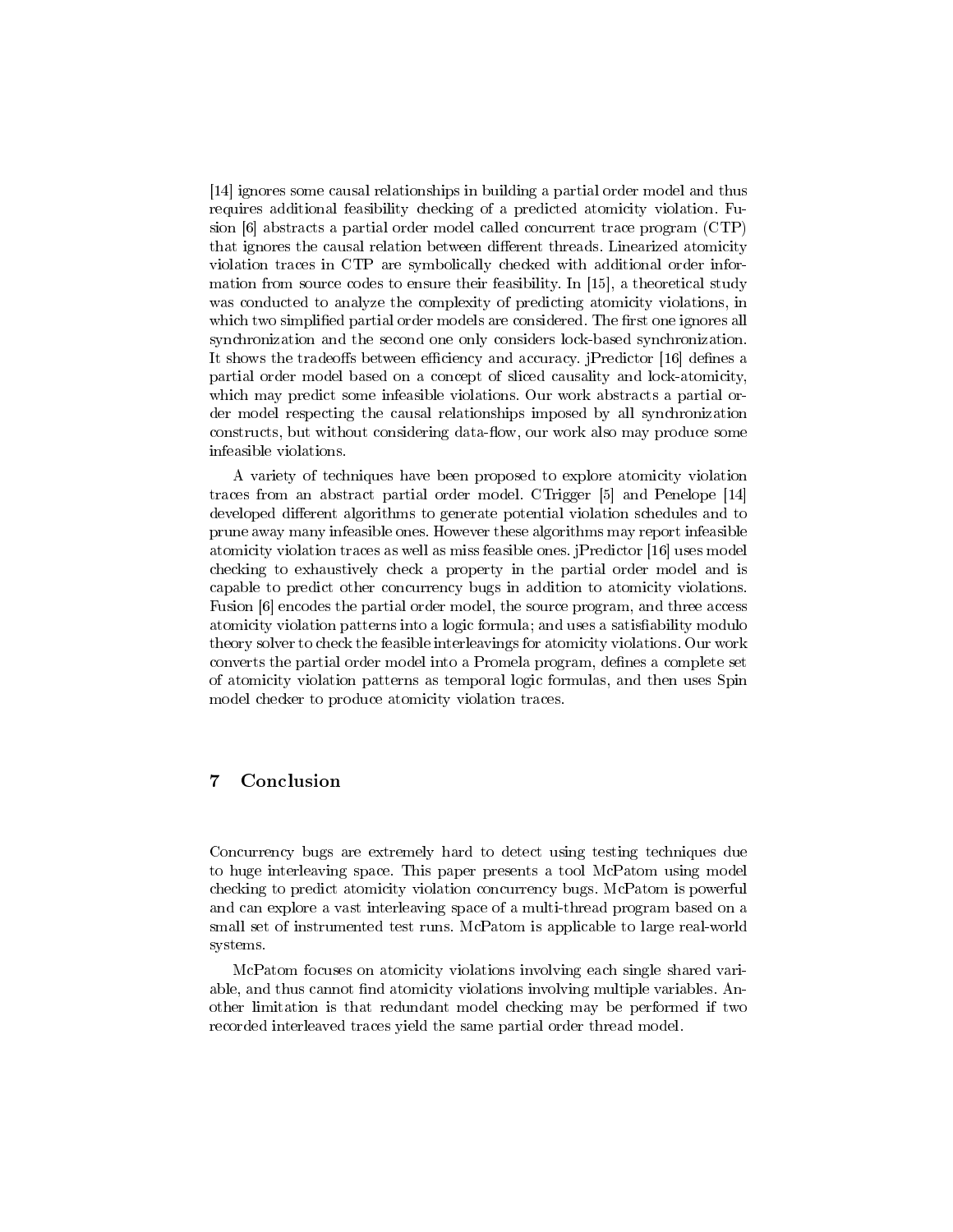[14] ignores some causal relationships in building a partial order model and thus requires additional feasibility checking of a predicted atomicity violation. Fusion [6] abstracts a partial order model called concurrent trace program (CTP) that ignores the causal relation between different threads. Linearized atomicity violation traces in CTP are symbolically checked with additional order information from source codes to ensure their feasibility. In [15], a theoretical study was conducted to analyze the complexity of predicting atomicity violations, in which two simplified partial order models are considered. The first one ignores all synchronization and the second one only considers lock-based synchronization. It shows the tradeoffs between efficiency and accuracy. jPredictor [16] defines a partial order model based on a concept of sliced causality and lock-atomicity, which may predict some infeasible violations. Our work abstracts a partial order model respecting the causal relationships imposed by all synchronization constructs, but without considering data-flow, our work also may produce some infeasible violations.

A variety of techniques have been proposed to explore atomicity violation traces from an abstract partial order model. CTrigger [5] and Penelope [14] developed different algorithms to generate potential violation schedules and to prune away many infeasible ones. However these algorithms may report infeasible atomicity violation traces as well as miss feasible ones. jPredictor [16] uses model checking to exhaustively check a property in the partial order model and is capable to predict other concurrency bugs in addition to atomicity violations. Fusion [6] encodes the partial order model, the source program, and three access atomicity violation patterns into a logic formula; and uses a satisfiability modulo theory solver to check the feasible interleavings for atomicity violations. Our work converts the partial order model into a Promela program, defines a complete set of atomicity violation patterns as temporal logic formulas, and then uses Spin model checker to produce atomicity violation traces.

## 7 Conclusion

Concurrency bugs are extremely hard to detect using testing techniques due to huge interleaving space. This paper presents a tool McPatom using model checking to predict atomicity violation concurrency bugs. McPatom is powerful and can explore a vast interleaving space of a multi-thread program based on a small set of instrumented test runs. McPatom is applicable to large real-world systems.

McPatom focuses on atomicity violations involving each single shared variable, and thus cannot find atomicity violations involving multiple variables. Another limitation is that redundant model checking may be performed if two recorded interleaved traces yield the same partial order thread model.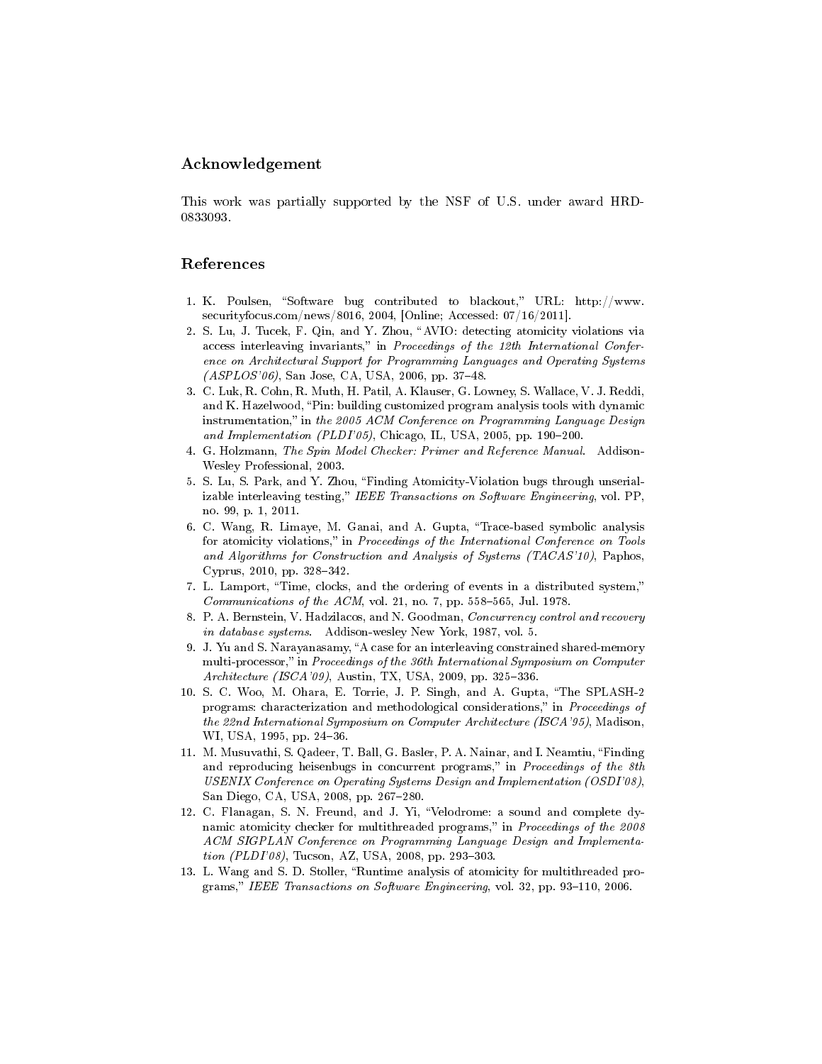## Acknowledgement

This work was partially supported by the NSF of U.S. under award HRD-0833093.

## References

1. K. Poulsen, "Software bug contributed to blackout," URL: http://www.securityfocus.com/news/8016, 2004, [Online; Accessed: 07/16/2011].
2. S. Lu, J. Tucek, F. Qin, and Y. Zhou, "AVIO: detecting atomicity violations via access interleaving invariants," in *Proceedings of the 12th International Conference on Architectural Support for Programming Languages and Operating Systems (ASPLOS'06)*, San Jose, CA, USA, 2006, pp. 37–48.
3. C. Luk, R. Cohn, R. Muth, H. Patil, A. Klauser, G. Lowney, S. Wallace, V. J. Reddi, and K. Hazelwood, "Pin: building customized program analysis tools with dynamic instrumentation," in *the 2005 ACM Conference on Programming Language Design and Implementation (PLDI'05)*, Chicago, IL, USA, 2005, pp. 190–200.
4. G. Holzmann, *The Spin Model Checker: Primer and Reference Manual*. Addison-Wesley Professional, 2003.
5. S. Lu, S. Park, and Y. Zhou, "Finding Atomicity-Violation bugs through unserializable interleaving testing," *IEEE Transactions on Software Engineering*, vol. PP, no. 99, p. 1, 2011.
6. C. Wang, R. Limaye, M. Ganai, and A. Gupta, "Trace-based symbolic analysis for atomicity violations," in *Proceedings of the International Conference on Tools and Algorithms for Construction and Analysis of Systems (TACAS'10)*, Paphos, Cyprus, 2010, pp. 328–342.
7. L. Lamport, "Time, clocks, and the ordering of events in a distributed system," *Communications of the ACM*, vol. 21, no. 7, pp. 558–565, Jul. 1978.
8. P. A. Bernstein, V. Hadzilacos, and N. Goodman, *Concurrency control and recovery in database systems*. Addison-wesley New York, 1987, vol. 5.
9. J. Yu and S. Narayanasamy, "A case for an interleaving constrained shared-memory multi-processor," in *Proceedings of the 36th International Symposium on Computer Architecture (ISCA'09)*, Austin, TX, USA, 2009, pp. 325–336.
10. S. C. Woo, M. Ohara, E. Torrie, J. P. Singh, and A. Gupta, "The SPLASH-2 programs: characterization and methodological considerations," in *Proceedings of the 22nd International Symposium on Computer Architecture (ISCA'95)*, Madison, WI, USA, 1995, pp. 24–36.
11. M. Musuvathi, S. Qadeer, T. Ball, G. Basler, P. A. Nainar, and I. Neamtiu, "Finding and reproducing heisenbugs in concurrent programs," in *Proceedings of the 8th USENIX Conference on Operating Systems Design and Implementation (OSDI'08)*, San Diego, CA, USA, 2008, pp. 267–280.
12. C. Flanagan, S. N. Freund, and J. Yi, "Velodrome: a sound and complete dynamic atomicity checker for multithreaded programs," in *Proceedings of the 2008 ACM SIGPLAN Conference on Programming Language Design and Implementation (PLDI'08)*, Tucson, AZ, USA, 2008, pp. 293–303.
13. L. Wang and S. D. Stoller, "Runtime analysis of atomicity for multithreaded programs," *IEEE Transactions on Software Engineering*, vol. 32, pp. 93–110, 2006.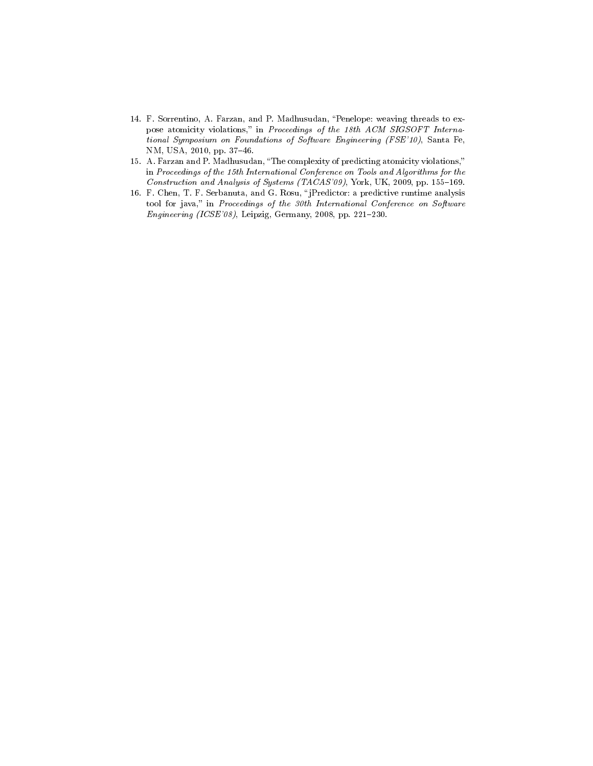14. F. Sorrentino, A. Farzan, and P. Madhusudan, "Penelope: weaving threads to expose atomicity violations," in *Proceedings of the 18th ACM SIGSOFT International Symposium on Foundations of Software Engineering (FSE'10)*, Santa Fe, NM, USA, 2010, pp. 37–46.
15. A. Farzan and P. Madhusudan, "The complexity of predicting atomicity violations," in *Proceedings of the 15th International Conference on Tools and Algorithms for the Construction and Analysis of Systems (TACAS'09)*, York, UK, 2009, pp. 155–169.
16. F. Chen, T. F. Serbanuta, and G. Rosu, "jPredictor: a predictive runtime analysis tool for java," in *Proceedings of the 30th International Conference on Software Engineering (ICSE'08)*, Leipzig, Germany, 2008, pp. 221–230.